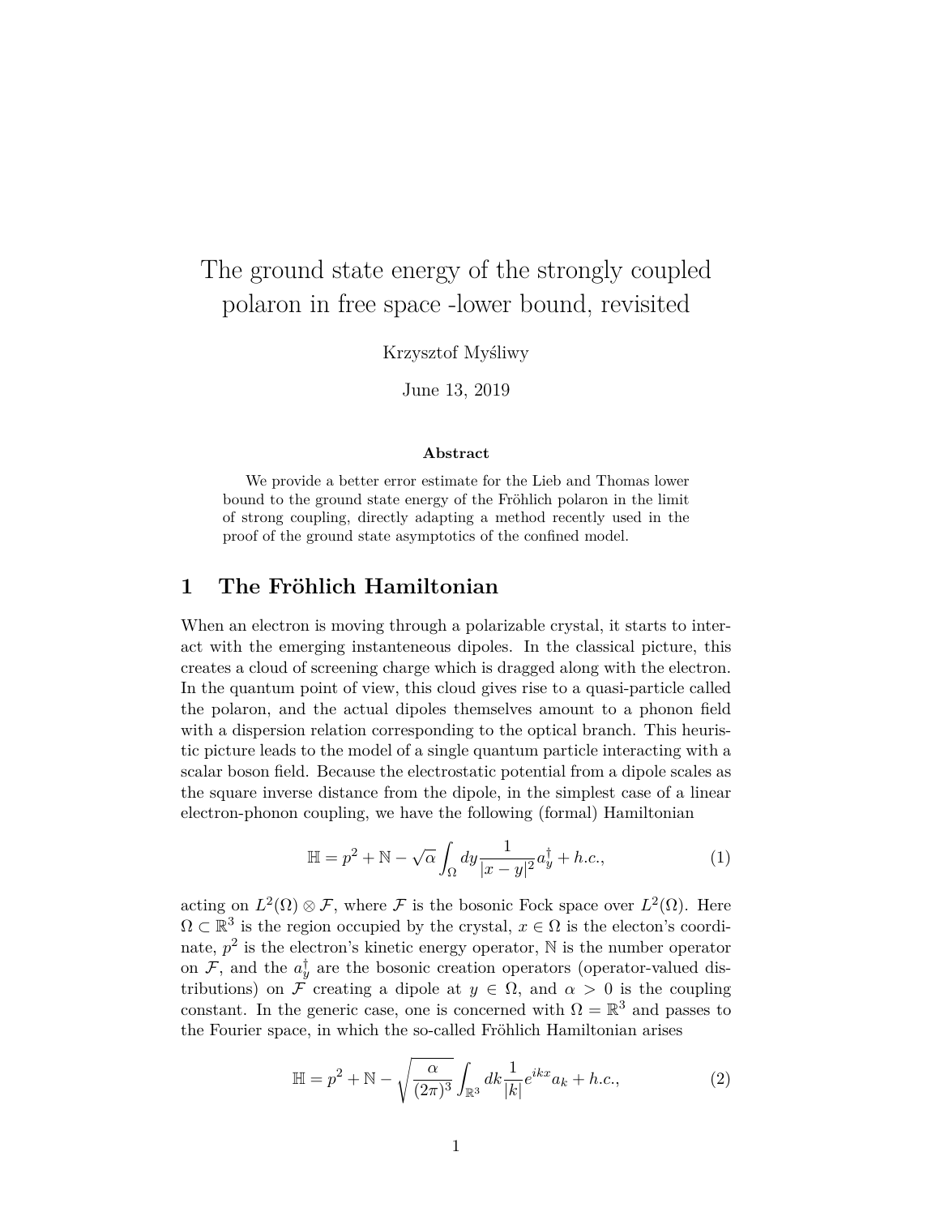# The ground state energy of the strongly coupled polaron in free space -lower bound, revisited

Krzysztof Myśliwy

June 13, 2019

**Abstract**

We provide a better error estimate for the Lieb and Thomas lower bound to the ground state energy of the Fröhlich polaron in the limit of strong coupling, directly adapting a method recently used in the proof of the ground state asymptotics of the confined model.

## 1 The Fröhlich Hamiltonian

When an electron is moving through a polarizable crystal, it starts to interact with the emerging instantaneous dipoles. In the classical picture, this creates a cloud of screening charge which is dragged along with the electron. In the quantum point of view, this cloud gives rise to a quasi-particle called the polaron, and the actual dipoles themselves amount to a phonon field with a dispersion relation corresponding to the optical branch. This heuristic picture leads to the model of a single quantum particle interacting with a scalar boson field. Because the electrostatic potential from a dipole scales as the square inverse distance from the dipole, in the simplest case of a linear electron-phonon coupling, we have the following (formal) Hamiltonian

$$\mathbb{H} = p^2 + \mathbb{N} - \sqrt{\alpha} \int_{\Omega} dy \frac{1}{|x-y|^2} a_y^{\dagger} + h.c., \tag{1}$$

acting on $L^2(\Omega) \otimes \mathcal{F}$, where $\mathcal{F}$ is the bosonic Fock space over $L^2(\Omega)$. Here $\Omega \subset \mathbb{R}^3$ is the region occupied by the crystal, $x \in \Omega$ is the electon's coordinate, $p^2$ is the electron's kinetic energy operator, $\mathbb{N}$ is the number operator on $\mathcal{F}$, and the $a_y^{\dagger}$ are the bosonic creation operators (operator-valued distributions) on $\mathcal{F}$ creating a dipole at $y \in \Omega$, and $\alpha > 0$ is the coupling constant. In the generic case, one is concerned with $\Omega = \mathbb{R}^3$ and passes to the Fourier space, in which the so-called Fröhlich Hamiltonian arises

$$\mathbb{H} = p^2 + \mathbb{N} - \sqrt{\frac{\alpha}{(2\pi)^3}} \int_{\mathbb{R}^3} dk \frac{1}{|k|} e^{ikx} a_k + h.c., \tag{2}$$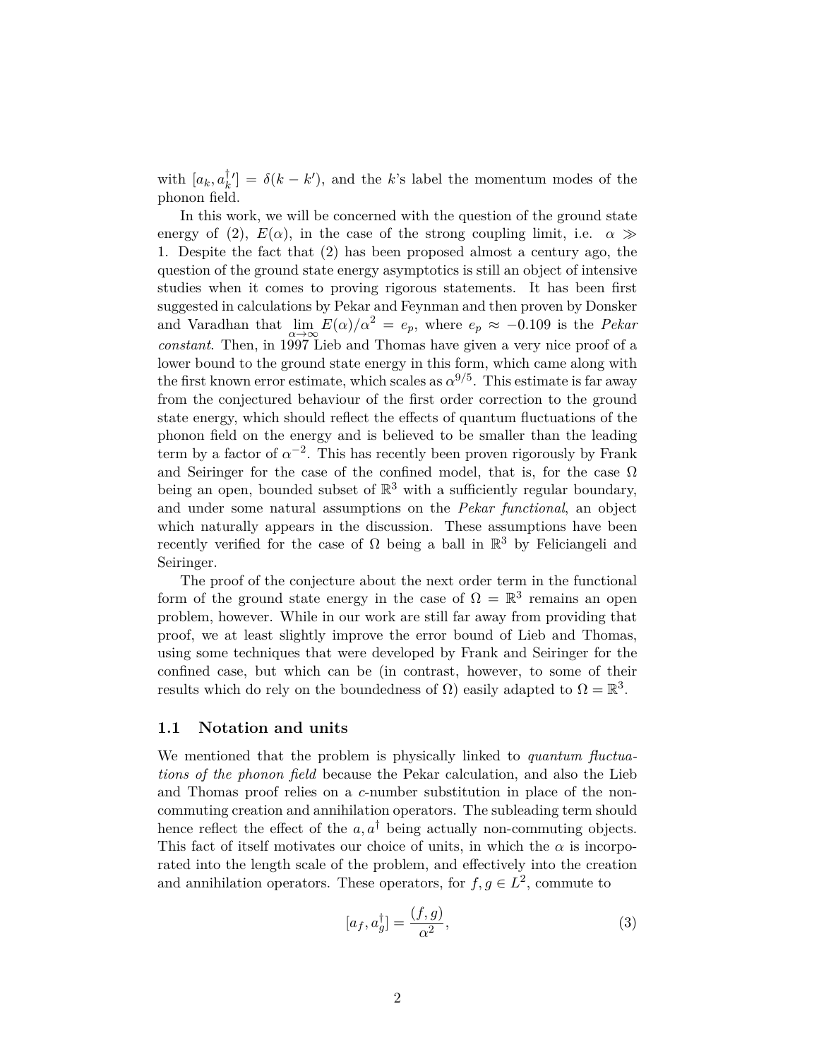with $[a_k, a_k^{\dagger}{}'] = \delta(k - k')$, and the $k$'s label the momentum modes of the phonon field.

In this work, we will be concerned with the question of the ground state energy of (2), $E(\alpha)$, in the case of the strong coupling limit, i.e. $\alpha \gg 1$. Despite the fact that (2) has been proposed almost a century ago, the question of the ground state energy asymptotics is still an object of intensive studies when it comes to proving rigorous statements. It has been first suggested in calculations by Pekar and Feynman and then proven by Donsker and Varadhan that $\lim_{\alpha\to\infty} E(\alpha)/\alpha^2 = e_p$, where $e_p \approx -0.109$ is the *Pekar constant*. Then, in 1997 Lieb and Thomas have given a very nice proof of a lower bound to the ground state energy in this form, which came along with the first known error estimate, which scales as $\alpha^{9/5}$. This estimate is far away from the conjectured behaviour of the first order correction to the ground state energy, which should reflect the effects of quantum fluctuations of the phonon field on the energy and is believed to be smaller than the leading term by a factor of $\alpha^{-2}$. This has recently been proven rigorously by Frank and Seiringer for the case of the confined model, that is, for the case $\Omega$ being an open, bounded subset of $\mathbb{R}^3$ with a sufficiently regular boundary, and under some natural assumptions on the *Pekar functional*, an object which naturally appears in the discussion. These assumptions have been recently verified for the case of $\Omega$ being a ball in $\mathbb{R}^3$ by Feliciangeli and Seiringer.

The proof of the conjecture about the next order term in the functional form of the ground state energy in the case of $\Omega = \mathbb{R}^3$ remains an open problem, however. While in our work are still far away from providing that proof, we at least slightly improve the error bound of Lieb and Thomas, using some techniques that were developed by Frank and Seiringer for the confined case, but which can be (in contrast, however, to some of their results which do rely on the boundedness of $\Omega$) easily adapted to $\Omega = \mathbb{R}^3$.

### 1.1 Notation and units

We mentioned that the problem is physically linked to *quantum fluctuations of the phonon field* because the Pekar calculation, and also the Lieb and Thomas proof relies on a $c$-number substitution in place of the non-commuting creation and annihilation operators. The subleading term should hence reflect the effect of the $a, a^{\dagger}$ being actually non-commuting objects. This fact of itself motivates our choice of units, in which the $\alpha$ is incorporated into the length scale of the problem, and effectively into the creation and annihilation operators. These operators, for $f, g \in L^2$, commute to

$$[a_f, a_g^{\dagger}] = \frac{(f, g)}{\alpha^2}, \tag{3}$$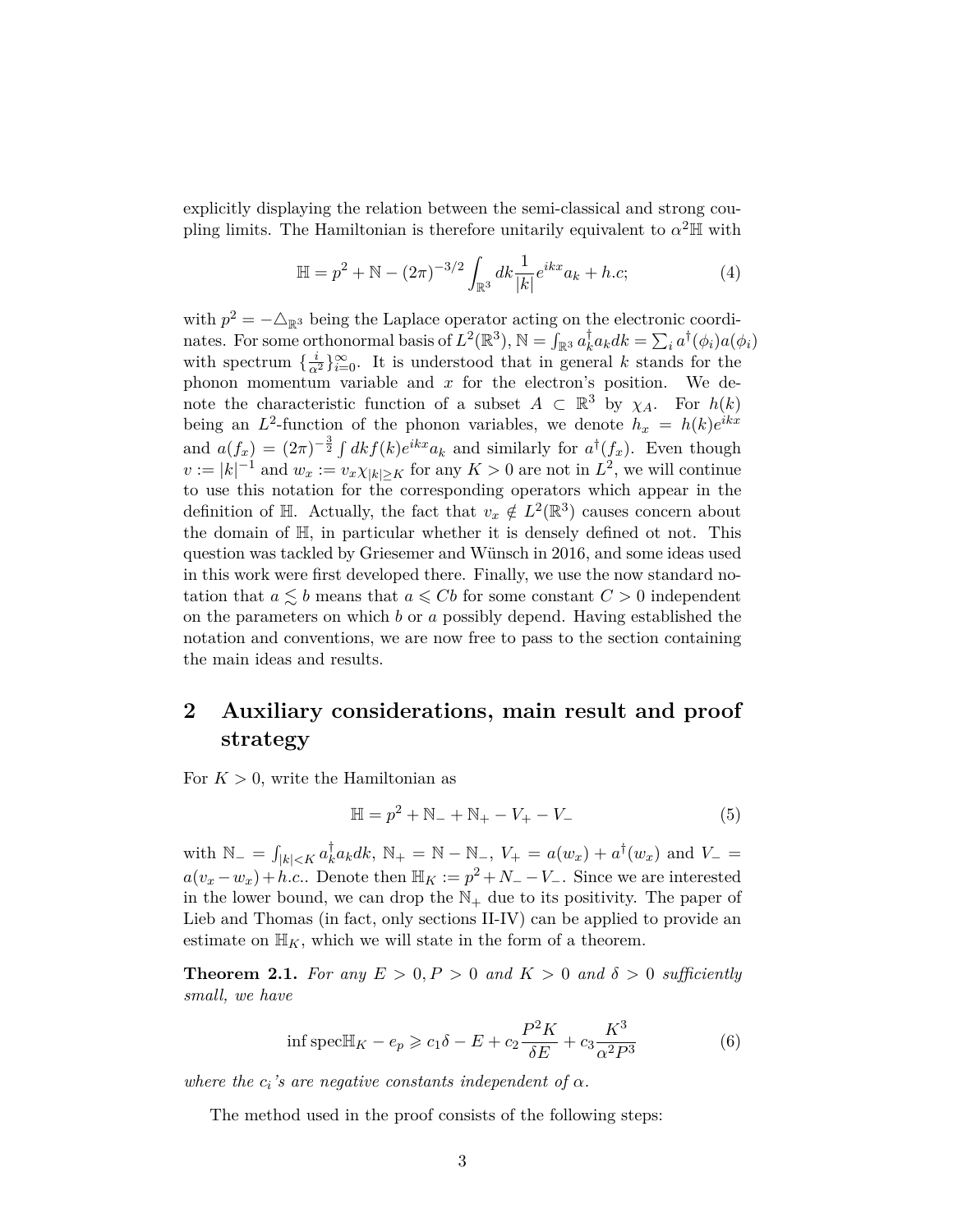explicitly displaying the relation between the semi-classical and strong coupling limits. The Hamiltonian is therefore unitarily equivalent to $\alpha^2\mathbb{H}$ with

$$\mathbb{H} = p^2 + \mathbb{N} - (2\pi)^{-3/2} \int_{\mathbb{R}^3} dk \frac{1}{|k|} e^{ikx} a_k + h.c; \tag{4}$$

with $p^2 = -\triangle_{\mathbb{R}^3}$ being the Laplace operator acting on the electronic coordinates. For some orthonormal basis of $L^2(\mathbb{R}^3)$, $\mathbb{N} = \int_{\mathbb{R}^3} a_k^\dagger a_k dk = \sum_i a^\dagger(\phi_i) a(\phi_i)$ with spectrum $\{\frac{i}{\alpha^2}\}_{i=0}^\infty$. It is understood that in general $k$ stands for the phonon momentum variable and $x$ for the electron's position. We denote the characteristic function of a subset $A \subset \mathbb{R}^3$ by $\chi_A$. For $h(k)$ being an $L^2$-function of the phonon variables, we denote $h_x = h(k)e^{ikx}$ and $a(f_x) = (2\pi)^{-\frac{3}{2}} \int dk f(k) e^{ikx} a_k$ and similarly for $a^\dagger(f_x)$. Even though $v := |k|^{-1}$ and $w_x := v_x \chi_{|k| \geq K}$ for any $K > 0$ are not in $L^2$, we will continue to use this notation for the corresponding operators which appear in the definition of $\mathbb{H}$. Actually, the fact that $v_x \notin L^2(\mathbb{R}^3)$ causes concern about the domain of $\mathbb{H}$, in particular whether it is densely defined ot not. This question was tackled by Griesemer and Wünsch in 2016, and some ideas used in this work were first developed there. Finally, we use the now standard notation that $a \lesssim b$ means that $a \leqslant Cb$ for some constant $C > 0$ independent on the parameters on which $b$ or $a$ possibly depend. Having established the notation and conventions, we are now free to pass to the section containing the main ideas and results.

## 2 Auxiliary considerations, main result and proof strategy

For $K > 0$, write the Hamiltonian as

$$\mathbb{H} = p^2 + \mathbb{N}_- + \mathbb{N}_+ - V_+ - V_- \tag{5}$$

with $\mathbb{N}_- = \int_{|k|<K} a_k^\dagger a_k dk$, $\mathbb{N}_+ = \mathbb{N} - \mathbb{N}_-$, $V_+ = a(w_x) + a^\dagger(w_x)$ and $V_- = a(v_x - w_x) + h.c.$. Denote then $\mathbb{H}_K := p^2 + N_- - V_-$. Since we are interested in the lower bound, we can drop the $\mathbb{N}_+$ due to its positivity. The paper of Lieb and Thomas (in fact, only sections II-IV) can be applied to provide an estimate on $\mathbb{H}_K$, which we will state in the form of a theorem.

**Theorem 2.1.** *For any $E > 0, P > 0$ and $K > 0$ and $\delta > 0$ sufficiently small, we have*

$$\inf \operatorname{spec} \mathbb{H}_K - e_p \geqslant c_1 \delta - E + c_2 \frac{P^2 K}{\delta E} + c_3 \frac{K^3}{\alpha^2 P^3} \tag{6}$$

*where the $c_i$'s are negative constants independent of $\alpha$.*

The method used in the proof consists of the following steps: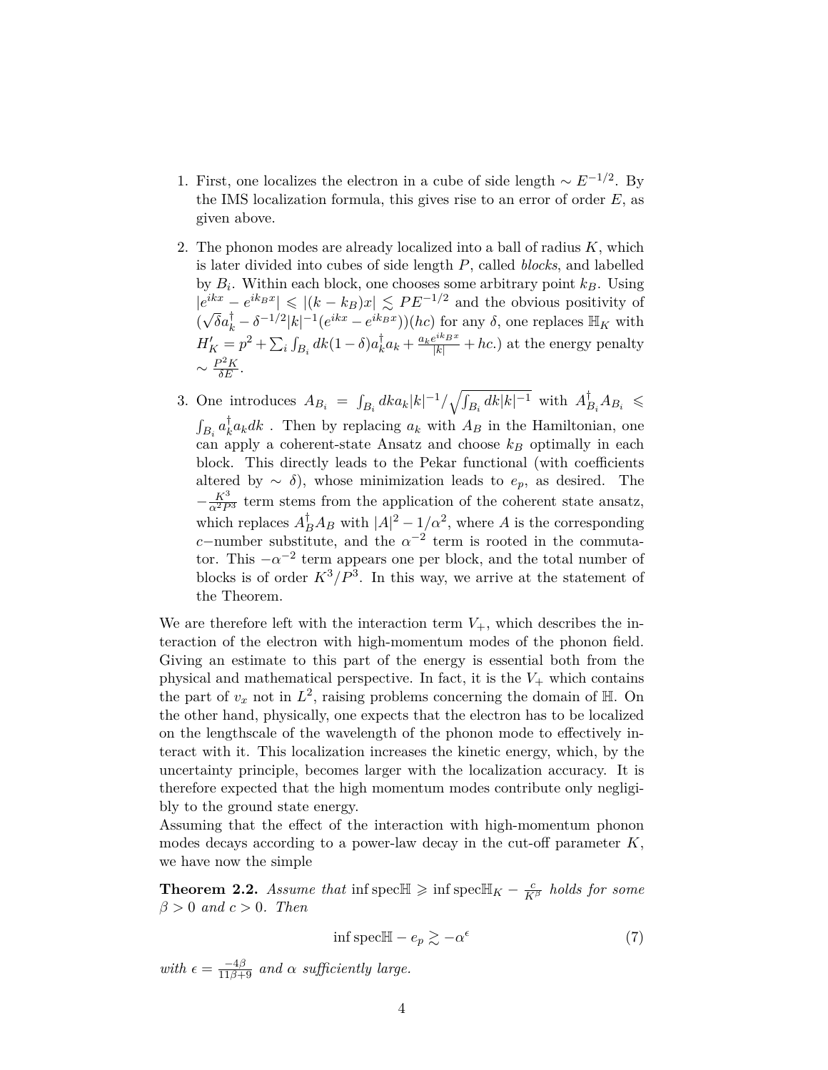1. First, one localizes the electron in a cube of side length $\sim E^{-1/2}$. By the IMS localization formula, this gives rise to an error of order $E$, as given above.

2. The phonon modes are already localized into a ball of radius $K$, which is later divided into cubes of side length $P$, called *blocks*, and labelled by $B_i$. Within each block, one chooses some arbitrary point $k_B$. Using $|e^{ikx} - e^{ik_B x}| \leqslant |(k - k_B)x| \lesssim PE^{-1/2}$ and the obvious positivity of $(\sqrt{\delta}a_k^\dagger - \delta^{-1/2}|k|^{-1}(e^{ikx} - e^{ik_B x}))(hc)$ for any $\delta$, one replaces $\mathbb{H}_K$ with $H'_K = p^2 + \sum_i \int_{B_i} dk(1-\delta)a_k^\dagger a_k + \frac{a_k e^{ik_B x}}{|k|} + hc.)$ at the energy penalty $\sim \frac{P^2 K}{\delta E}$.

3. One introduces $A_{B_i} = \int_{B_i} dk a_k |k|^{-1} / \sqrt{\int_{B_i} dk|k|^{-1}}$ with $A_{B_i}^\dagger A_{B_i} \leqslant \int_{B_i} a_k^\dagger a_k dk$ . Then by replacing $a_k$ with $A_B$ in the Hamiltonian, one can apply a coherent-state Ansatz and choose $k_B$ optimally in each block. This directly leads to the Pekar functional (with coefficients altered by $\sim \delta$), whose minimization leads to $e_p$, as desired. The $-\frac{K^3}{\alpha^2 P^3}$ term stems from the application of the coherent state ansatz, which replaces $A_B^\dagger A_B$ with $|A|^2 - 1/\alpha^2$, where $A$ is the corresponding $c-$number substitute, and the $\alpha^{-2}$ term is rooted in the commutator. This $-\alpha^{-2}$ term appears one per block, and the total number of blocks is of order $K^3/P^3$. In this way, we arrive at the statement of the Theorem.

We are therefore left with the interaction term $V_+$, which describes the interaction of the electron with high-momentum modes of the phonon field. Giving an estimate to this part of the energy is essential both from the physical and mathematical perspective. In fact, it is the $V_+$ which contains the part of $v_x$ not in $L^2$, raising problems concerning the domain of $\mathbb{H}$. On the other hand, physically, one expects that the electron has to be localized on the lengthscale of the wavelength of the phonon mode to effectively interact with it. This localization increases the kinetic energy, which, by the uncertainty principle, becomes larger with the localization accuracy. It is therefore expected that the high momentum modes contribute only negligibly to the ground state energy.
Assuming that the effect of the interaction with high-momentum phonon modes decays according to a power-law decay in the cut-off parameter $K$, we have now the simple

**Theorem 2.2.** *Assume that* $\inf \text{spec}\mathbb{H} \geqslant \inf \text{spec}\mathbb{H}_K - \frac{c}{K^\beta}$ *holds for some* $\beta > 0$ *and* $c > 0$. *Then*

$$\inf \text{spec}\mathbb{H} - e_p \gtrsim -\alpha^\epsilon \tag{7}$$

*with* $\epsilon = \frac{-4\beta}{11\beta+9}$ *and* $\alpha$ *sufficiently large.*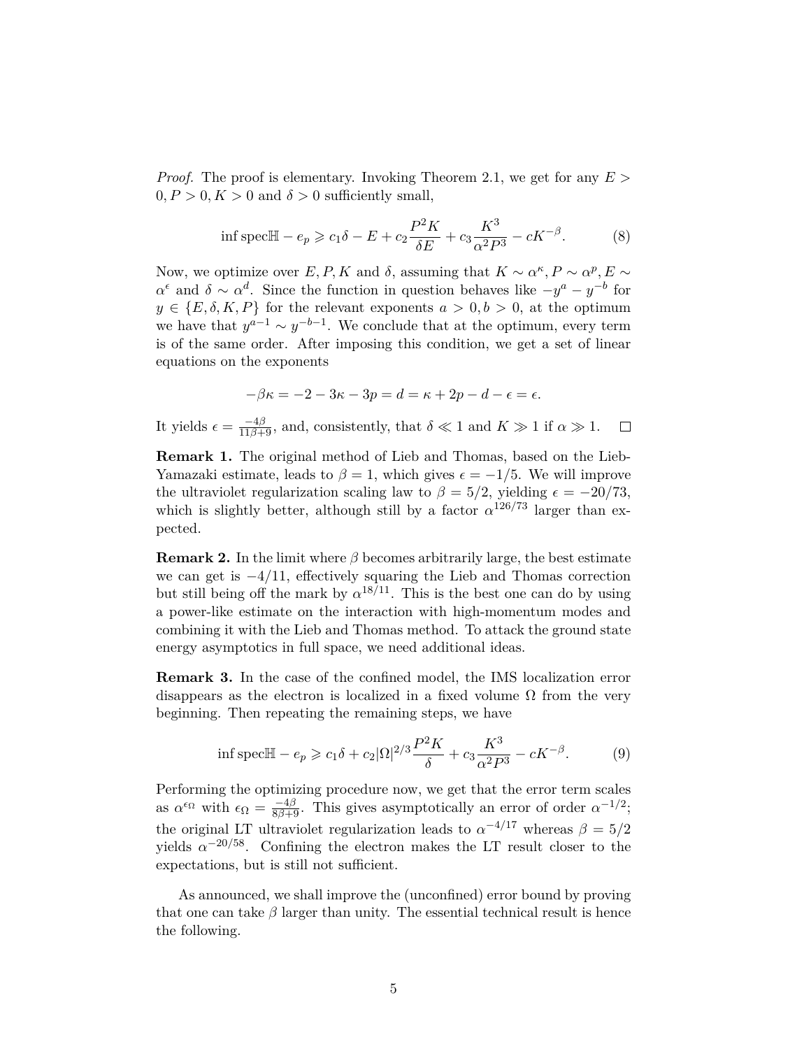*Proof.* The proof is elementary. Invoking Theorem 2.1, we get for any $E > 0, P > 0, K > 0$ and $\delta > 0$ sufficiently small,

$$\inf \operatorname{spec} \mathbb{H} - e_p \geqslant c_1 \delta - E + c_2 \frac{P^2 K}{\delta E} + c_3 \frac{K^3}{\alpha^2 P^3} - cK^{-\beta}. \tag{8}$$

Now, we optimize over $E, P, K$ and $\delta$, assuming that $K \sim \alpha^\kappa, P \sim \alpha^p, E \sim \alpha^\epsilon$ and $\delta \sim \alpha^d$. Since the function in question behaves like $-y^a - y^{-b}$ for $y \in \{E, \delta, K, P\}$ for the relevant exponents $a > 0, b > 0$, at the optimum we have that $y^{a-1} \sim y^{-b-1}$. We conclude that at the optimum, every term is of the same order. After imposing this condition, we get a set of linear equations on the exponents

$$-\beta\kappa = -2 - 3\kappa - 3p = d = \kappa + 2p - d - \epsilon = \epsilon.$$

It yields $\epsilon = \frac{-4\beta}{11\beta+9}$, and, consistently, that $\delta \ll 1$ and $K \gg 1$ if $\alpha \gg 1$. $\square$

**Remark 1.** The original method of Lieb and Thomas, based on the Lieb-Yamazaki estimate, leads to $\beta = 1$, which gives $\epsilon = -1/5$. We will improve the ultraviolet regularization scaling law to $\beta = 5/2$, yielding $\epsilon = -20/73$, which is slightly better, although still by a factor $\alpha^{126/73}$ larger than expected.

**Remark 2.** In the limit where $\beta$ becomes arbitrarily large, the best estimate we can get is $-4/11$, effectively squaring the Lieb and Thomas correction but still being off the mark by $\alpha^{18/11}$. This is the best one can do by using a power-like estimate on the interaction with high-momentum modes and combining it with the Lieb and Thomas method. To attack the ground state energy asymptotics in full space, we need additional ideas.

**Remark 3.** In the case of the confined model, the IMS localization error disappears as the electron is localized in a fixed volume $\Omega$ from the very beginning. Then repeating the remaining steps, we have

$$\inf \operatorname{spec} \mathbb{H} - e_p \geqslant c_1 \delta + c_2 |\Omega|^{2/3} \frac{P^2 K}{\delta} + c_3 \frac{K^3}{\alpha^2 P^3} - cK^{-\beta}. \tag{9}$$

Performing the optimizing procedure now, we get that the error term scales as $\alpha^{\epsilon_\Omega}$ with $\epsilon_\Omega = \frac{-4\beta}{8\beta+9}$. This gives asymptotically an error of order $\alpha^{-1/2}$; the original LT ultraviolet regularization leads to $\alpha^{-4/17}$ whereas $\beta = 5/2$ yields $\alpha^{-20/58}$. Confining the electron makes the LT result closer to the expectations, but is still not sufficient.

As announced, we shall improve the (unconfined) error bound by proving that one can take $\beta$ larger than unity. The essential technical result is hence the following.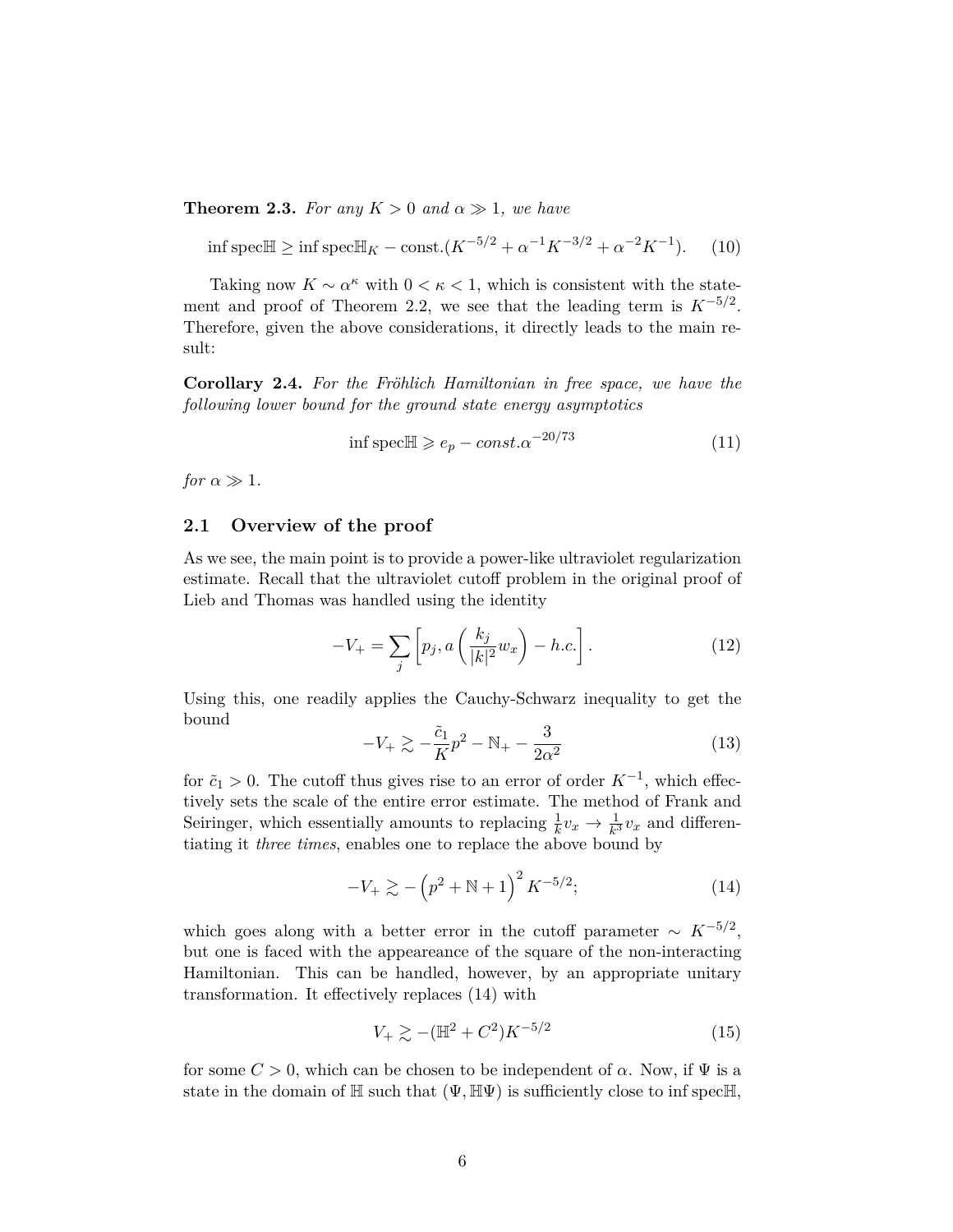**Theorem 2.3.** *For any $K > 0$ and $\alpha \gg 1$, we have*

$$\inf \operatorname{spec} \mathbb{H} \geq \inf \operatorname{spec} \mathbb{H}_K - \text{const.}(K^{-5/2} + \alpha^{-1}K^{-3/2} + \alpha^{-2}K^{-1}). \tag{10}$$

Taking now $K \sim \alpha^{\kappa}$ with $0 < \kappa < 1$, which is consistent with the statement and proof of Theorem 2.2, we see that the leading term is $K^{-5/2}$. Therefore, given the above considerations, it directly leads to the main result:

**Corollary 2.4.** *For the Fröhlich Hamiltonian in free space, we have the following lower bound for the ground state energy asymptotics*

$$\inf \operatorname{spec} \mathbb{H} \geqslant e_p - \textit{const.}\alpha^{-20/73} \tag{11}$$

*for $\alpha \gg 1$.*

## 2.1 Overview of the proof

As we see, the main point is to provide a power-like ultraviolet regularization estimate. Recall that the ultraviolet cutoff problem in the original proof of Lieb and Thomas was handled using the identity

$$-V_+ = \sum_j \left[ p_j, a\left( \frac{k_j}{|k|^2} w_x \right) - h.c. \right]. \tag{12}$$

Using this, one readily applies the Cauchy-Schwarz inequality to get the bound

$$-V_+ \gtrsim -\frac{\tilde{c}_1}{K} p^2 - \mathbb{N}_+ - \frac{3}{2\alpha^2} \tag{13}$$

for $\tilde{c}_1 > 0$. The cutoff thus gives rise to an error of order $K^{-1}$, which effectively sets the scale of the entire error estimate. The method of Frank and Seiringer, which essentially amounts to replacing $\frac{1}{k} v_x \to \frac{1}{k^3} v_x$ and differentiating it *three times*, enables one to replace the above bound by

$$-V_+ \gtrsim -\left( p^2 + \mathbb{N} + 1 \right)^2 K^{-5/2}; \tag{14}$$

which goes along with a better error in the cutoff parameter $\sim K^{-5/2}$, but one is faced with the appeareance of the square of the non-interacting Hamiltonian. This can be handled, however, by an appropriate unitary transformation. It effectively replaces (14) with

$$V_+ \gtrsim -(\mathbb{H}^2 + C^2) K^{-5/2} \tag{15}$$

for some $C > 0$, which can be chosen to be independent of $\alpha$. Now, if $\Psi$ is a state in the domain of $\mathbb{H}$ such that $(\Psi, \mathbb{H}\Psi)$ is sufficiently close to $\inf \operatorname{spec} \mathbb{H}$,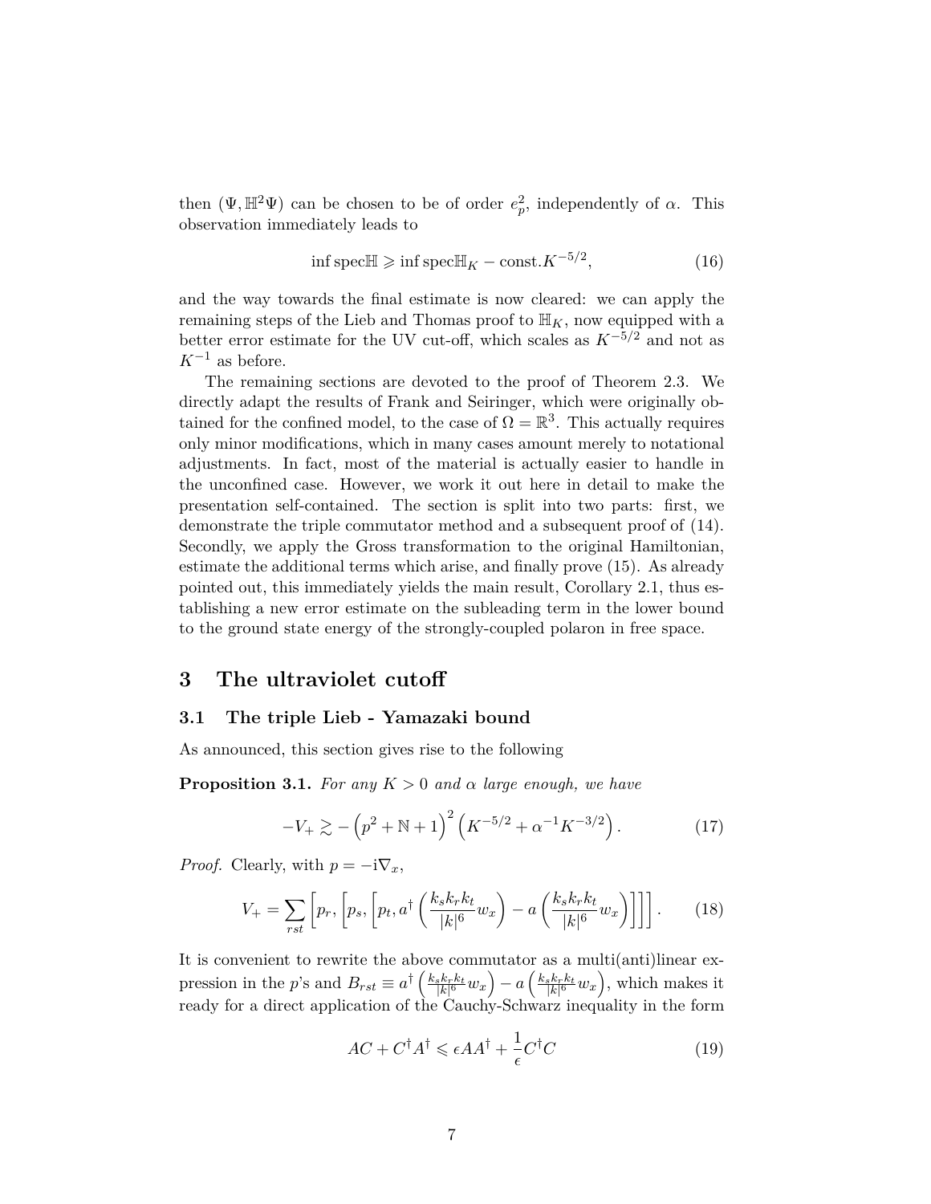then $(\Psi, \mathbb{H}^2\Psi)$ can be chosen to be of order $e_p^2$, independently of $\alpha$. This observation immediately leads to

$$\inf \mathrm{spec}\mathbb{H} \geqslant \inf \mathrm{spec}\mathbb{H}_K - \mathrm{const.}K^{-5/2}, \tag{16}$$

and the way towards the final estimate is now cleared: we can apply the remaining steps of the Lieb and Thomas proof to $\mathbb{H}_K$, now equipped with a better error estimate for the UV cut-off, which scales as $K^{-5/2}$ and not as $K^{-1}$ as before.

The remaining sections are devoted to the proof of Theorem 2.3. We directly adapt the results of Frank and Seiringer, which were originally obtained for the confined model, to the case of $\Omega = \mathbb{R}^3$. This actually requires only minor modifications, which in many cases amount merely to notational adjustments. In fact, most of the material is actually easier to handle in the unconfined case. However, we work it out here in detail to make the presentation self-contained. The section is split into two parts: first, we demonstrate the triple commutator method and a subsequent proof of (14). Secondly, we apply the Gross transformation to the original Hamiltonian, estimate the additional terms which arise, and finally prove (15). As already pointed out, this immediately yields the main result, Corollary 2.1, thus establishing a new error estimate on the subleading term in the lower bound to the ground state energy of the strongly-coupled polaron in free space.

# 3 The ultraviolet cutoff

## 3.1 The triple Lieb - Yamazaki bound

As announced, this section gives rise to the following

**Proposition 3.1.** *For any $K > 0$ and $\alpha$ large enough, we have*

$$-V_+ \gtrsim -\left(p^2 + \mathbb{N} + 1\right)^2 \left(K^{-5/2} + \alpha^{-1}K^{-3/2}\right). \tag{17}$$

*Proof.* Clearly, with $p = -\mathrm{i}\nabla_x$,

$$V_+ = \sum_{rst}\left[p_r, \left[p_s, \left[p_t, a^\dagger\left(\frac{k_s k_r k_t}{|k|^6} w_x\right) - a\left(\frac{k_s k_r k_t}{|k|^6} w_x\right)\right]\right]\right]. \tag{18}$$

It is convenient to rewrite the above commutator as a multi(anti)linear expression in the $p$'s and $B_{rst} \equiv a^\dagger\left(\frac{k_s k_r k_t}{|k|^6} w_x\right) - a\left(\frac{k_s k_r k_t}{|k|^6} w_x\right)$, which makes it ready for a direct application of the Cauchy-Schwarz inequality in the form

$$AC + C^\dagger A^\dagger \leqslant \epsilon AA^\dagger + \frac{1}{\epsilon}C^\dagger C \tag{19}$$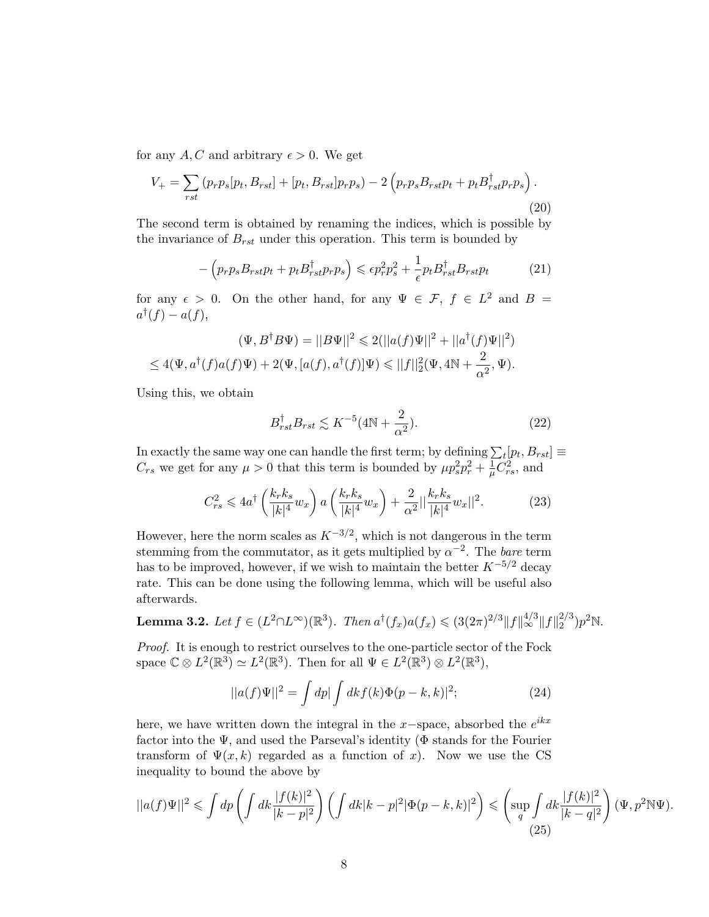for any $A, C$ and arbitrary $\epsilon > 0$. We get

$$V_+ = \sum_{rst} \left( p_r p_s [p_t, B_{rst}] + [p_t, B_{rst}] p_r p_s \right) - 2 \left( p_r p_s B_{rst} p_t + p_t B^\dagger_{rst} p_r p_s \right). \tag{20}$$

The second term is obtained by renaming the indices, which is possible by the invariance of $B_{rst}$ under this operation. This term is bounded by

$$-\left( p_r p_s B_{rst} p_t + p_t B^\dagger_{rst} p_r p_s \right) \leqslant \epsilon p_r^2 p_s^2 + \frac{1}{\epsilon} p_t B^\dagger_{rst} B_{rst} p_t \tag{21}$$

for any $\epsilon > 0$. On the other hand, for any $\Psi \in \mathcal{F}$, $f \in L^2$ and $B = a^\dagger(f) - a(f)$,

$$(\Psi, B^\dagger B \Psi) = ||B\Psi||^2 \leqslant 2(||a(f)\Psi||^2 + ||a^\dagger(f)\Psi||^2)$$
$$\leq 4(\Psi, a^\dagger(f)a(f)\Psi) + 2(\Psi, [a(f), a^\dagger(f)]\Psi) \leqslant ||f||_2^2 (\Psi, 4\mathbb{N} + \frac{2}{\alpha^2}, \Psi).$$

Using this, we obtain

$$B^\dagger_{rst} B_{rst} \lesssim K^{-5}(4\mathbb{N} + \frac{2}{\alpha^2}). \tag{22}$$

In exactly the same way one can handle the first term; by defining $\sum_t [p_t, B_{rst}] \equiv C_{rs}$ we get for any $\mu > 0$ that this term is bounded by $\mu p_s^2 p_r^2 + \frac{1}{\mu} C_{rs}^2$, and

$$C_{rs}^2 \leqslant 4 a^\dagger \left( \frac{k_r k_s}{|k|^4} w_x \right) a \left( \frac{k_r k_s}{|k|^4} w_x \right) + \frac{2}{\alpha^2} || \frac{k_r k_s}{|k|^4} w_x ||^2. \tag{23}$$

However, here the norm scales as $K^{-3/2}$, which is not dangerous in the term stemming from the commutator, as it gets multiplied by $\alpha^{-2}$. The *bare* term has to be improved, however, if we wish to maintain the better $K^{-5/2}$ decay rate. This can be done using the following lemma, which will be useful also afterwards.

**Lemma 3.2.** *Let $f \in (L^2 \cap L^\infty)(\mathbb{R}^3)$. Then $a^\dagger(f_x)a(f_x) \leqslant (3(2\pi)^{2/3} \|f\|_\infty^{4/3} \|f\|_2^{2/3}) p^2 \mathbb{N}$.*

*Proof.* It is enough to restrict ourselves to the one-particle sector of the Fock space $\mathbb{C} \otimes L^2(\mathbb{R}^3) \simeq L^2(\mathbb{R}^3)$. Then for all $\Psi \in L^2(\mathbb{R}^3) \otimes L^2(\mathbb{R}^3)$,

$$||a(f)\Psi||^2 = \int dp | \int dk f(k) \Phi(p-k, k)|^2; \tag{24}$$

here, we have written down the integral in the $x-$space, absorbed the $e^{ikx}$ factor into the $\Psi$, and used the Parseval's identity ($\Phi$ stands for the Fourier transform of $\Psi(x, k)$ regarded as a function of $x$). Now we use the CS inequality to bound the above by

$$||a(f)\Psi||^2 \leqslant \int dp \left( \int dk \frac{|f(k)|^2}{|k-p|^2} \right) \left( \int dk |k-p|^2 |\Phi(p-k, k)|^2 \right) \leqslant \left( \sup_q \int dk \frac{|f(k)|^2}{|k-q|^2} \right) (\Psi, p^2 \mathbb{N} \Psi). \tag{25}$$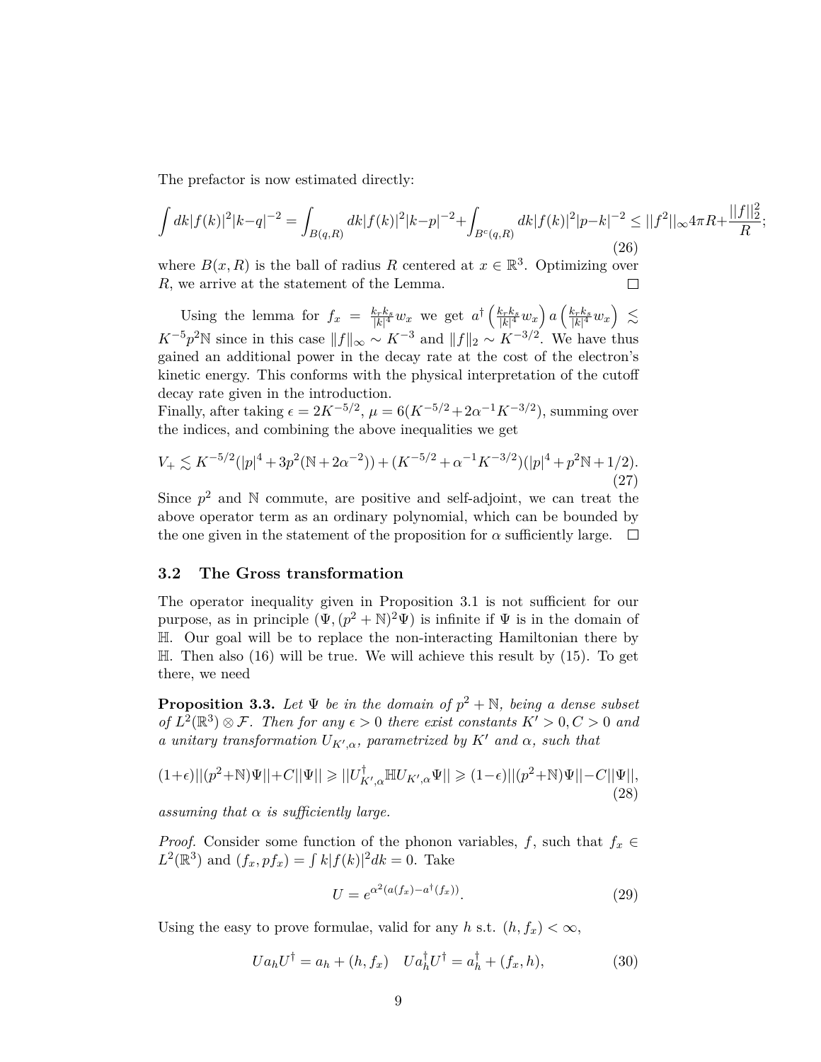The prefactor is now estimated directly:

$$\int dk|f(k)|^2|k-q|^{-2} = \int_{B(q,R)} dk|f(k)|^2|k-p|^{-2} + \int_{B^c(q,R)} dk|f(k)|^2|p-k|^{-2} \leq ||f^2||_\infty 4\pi R + \frac{||f||_2^2}{R}; \tag{26}$$

where $B(x,R)$ is the ball of radius $R$ centered at $x \in \mathbb{R}^3$. Optimizing over $R$, we arrive at the statement of the Lemma. $\square$

Using the lemma for $f_x = \frac{k_r k_s}{|k|^4} w_x$ we get $a^\dagger\left(\frac{k_r k_s}{|k|^4} w_x\right) a\left(\frac{k_r k_s}{|k|^4} w_x\right) \lesssim K^{-5} p^2 \mathbb{N}$ since in this case $\|f\|_\infty \sim K^{-3}$ and $\|f\|_2 \sim K^{-3/2}$. We have thus gained an additional power in the decay rate at the cost of the electron's kinetic energy. This conforms with the physical interpretation of the cutoff decay rate given in the introduction.
Finally, after taking $\epsilon = 2K^{-5/2}$, $\mu = 6(K^{-5/2} + 2\alpha^{-1}K^{-3/2})$, summing over the indices, and combining the above inequalities we get

$$V_+ \lesssim K^{-5/2}(|p|^4 + 3p^2(\mathbb{N} + 2\alpha^{-2})) + (K^{-5/2} + \alpha^{-1}K^{-3/2})(|p|^4 + p^2\mathbb{N} + 1/2). \tag{27}$$

Since $p^2$ and $\mathbb{N}$ commute, are positive and self-adjoint, we can treat the above operator term as an ordinary polynomial, which can be bounded by the one given in the statement of the proposition for $\alpha$ sufficiently large. $\square$

## 3.2 The Gross transformation

The operator inequality given in Proposition 3.1 is not sufficient for our purpose, as in principle $(\Psi, (p^2 + \mathbb{N})^2\Psi)$ is infinite if $\Psi$ is in the domain of $\mathbb{H}$. Our goal will be to replace the non-interacting Hamiltonian there by $\mathbb{H}$. Then also (16) will be true. We will achieve this result by (15). To get there, we need

**Proposition 3.3.** *Let $\Psi$ be in the domain of $p^2 + \mathbb{N}$, being a dense subset of $L^2(\mathbb{R}^3) \otimes \mathcal{F}$. Then for any $\epsilon > 0$ there exist constants $K' > 0, C > 0$ and a unitary transformation $U_{K',\alpha}$, parametrized by $K'$ and $\alpha$, such that*

$$(1+\epsilon)||(p^2+\mathbb{N})\Psi|| + C||\Psi|| \geqslant ||U^\dagger_{K',\alpha}\mathbb{H}U_{K',\alpha}\Psi|| \geqslant (1-\epsilon)||(p^2+\mathbb{N})\Psi|| - C||\Psi||, \tag{28}$$

*assuming that $\alpha$ is sufficiently large.*

*Proof.* Consider some function of the phonon variables, $f$, such that $f_x \in L^2(\mathbb{R}^3)$ and $(f_x, pf_x) = \int k|f(k)|^2 dk = 0$. Take

$$U = e^{\alpha^2(a(f_x) - a^\dagger(f_x))}. \tag{29}$$

Using the easy to prove formulae, valid for any $h$ s.t. $(h, f_x) < \infty$,

$$Ua_hU^\dagger = a_h + (h, f_x) \quad Ua_h^\dagger U^\dagger = a_h^\dagger + (f_x, h), \tag{30}$$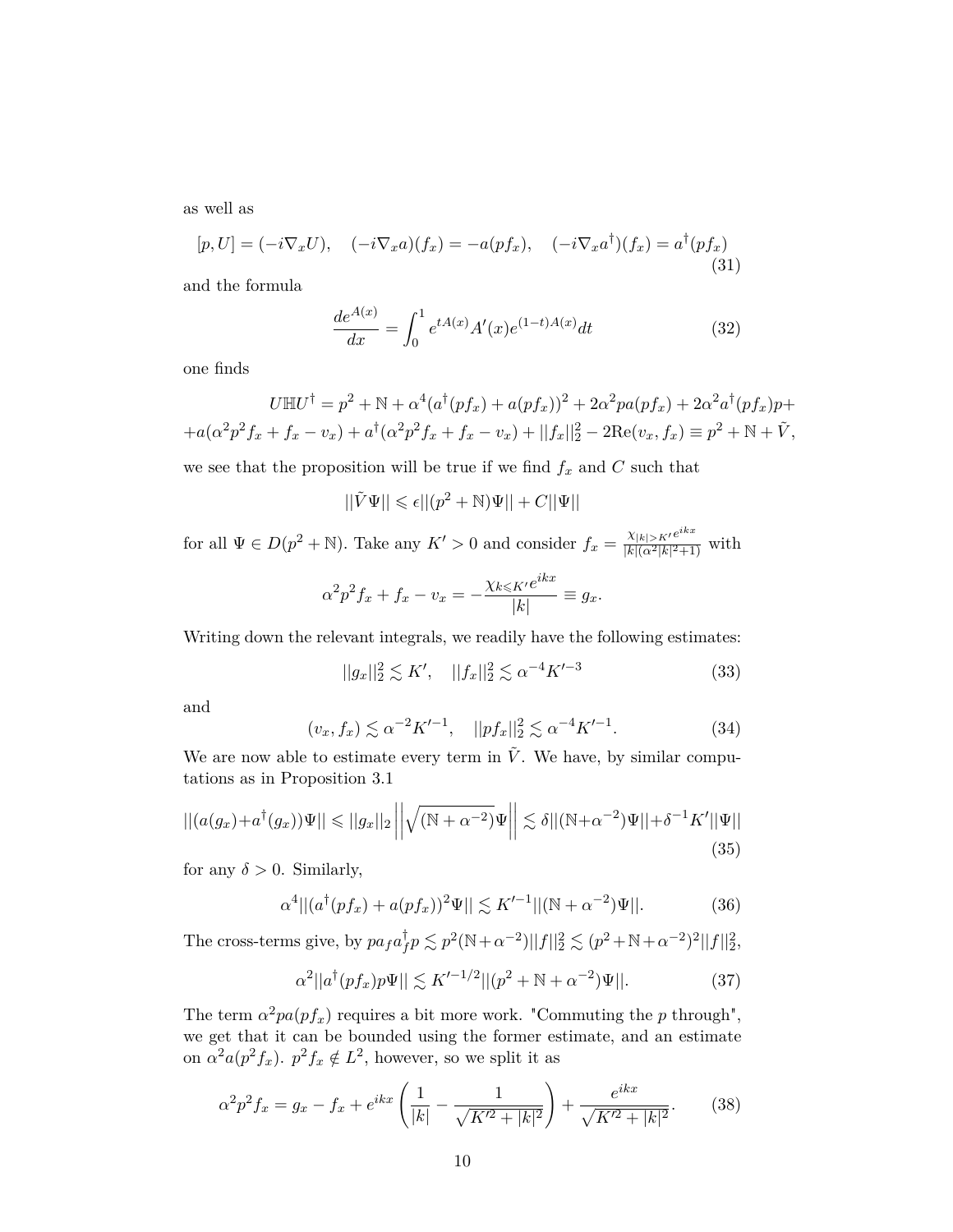as well as

$$[p, U] = (-i\nabla_x U), \quad (-i\nabla_x a)(f_x) = -a(pf_x), \quad (-i\nabla_x a^\dagger)(f_x) = a^\dagger(pf_x) \tag{31}$$

and the formula

$$\frac{de^{A(x)}}{dx} = \int_0^1 e^{tA(x)} A'(x) e^{(1-t)A(x)} dt \tag{32}$$

one finds

$$U\mathbb{H}U^\dagger = p^2 + \mathbb{N} + \alpha^4(a^\dagger(pf_x) + a(pf_x))^2 + 2\alpha^2 pa(pf_x) + 2\alpha^2 a^\dagger(pf_x)p +$$
$$+ a(\alpha^2 p^2 f_x + f_x - v_x) + a^\dagger(\alpha^2 p^2 f_x + f_x - v_x) + ||f_x||_2^2 - 2\text{Re}(v_x, f_x) \equiv p^2 + \mathbb{N} + \tilde{V},$$

we see that the proposition will be true if we find $f_x$ and $C$ such that

$$||\tilde{V}\Psi|| \leqslant \epsilon||(p^2 + \mathbb{N})\Psi|| + C||\Psi||$$

for all $\Psi \in D(p^2 + \mathbb{N})$. Take any $K' > 0$ and consider $f_x = \frac{\chi_{|k|>K'} e^{ikx}}{|k|(\alpha^2|k|^2+1)}$ with

$$\alpha^2 p^2 f_x + f_x - v_x = -\frac{\chi_{k \leqslant K'} e^{ikx}}{|k|} \equiv g_x.$$

Writing down the relevant integrals, we readily have the following estimates:

$$||g_x||_2^2 \lesssim K', \quad ||f_x||_2^2 \lesssim \alpha^{-4} K'^{-3} \tag{33}$$

and

$$(v_x, f_x) \lesssim \alpha^{-2} K'^{-1}, \quad ||pf_x||_2^2 \lesssim \alpha^{-4} K'^{-1}. \tag{34}$$

We are now able to estimate every term in $\tilde{V}$. We have, by similar computations as in Proposition 3.1

$$||(a(g_x) + a^\dagger(g_x))\Psi|| \leqslant ||g_x||_2 \left|\left|\sqrt{(\mathbb{N} + \alpha^{-2})}\Psi\right|\right| \lesssim \delta||(\mathbb{N} + \alpha^{-2})\Psi|| + \delta^{-1}K'||\Psi|| \tag{35}$$

for any $\delta > 0$. Similarly,

$$\alpha^4||(a^\dagger(pf_x) + a(pf_x))^2\Psi|| \lesssim K'^{-1}||(\mathbb{N} + \alpha^{-2})\Psi||. \tag{36}$$

The cross-terms give, by $pa_f a_f^\dagger p \lesssim p^2(\mathbb{N} + \alpha^{-2})||f||_2^2 \lesssim (p^2 + \mathbb{N} + \alpha^{-2})^2||f||_2^2$,

$$\alpha^2||a^\dagger(pf_x)p\Psi|| \lesssim K'^{-1/2}||(p^2 + \mathbb{N} + \alpha^{-2})\Psi||. \tag{37}$$

The term $\alpha^2 pa(pf_x)$ requires a bit more work. "Commuting the $p$ through", we get that it can be bounded using the former estimate, and an estimate on $\alpha^2 a(p^2 f_x)$. $p^2 f_x \notin L^2$, however, so we split it as

$$\alpha^2 p^2 f_x = g_x - f_x + e^{ikx}\left(\frac{1}{|k|} - \frac{1}{\sqrt{K'^2 + |k|^2}}\right) + \frac{e^{ikx}}{\sqrt{K'^2 + |k|^2}}. \tag{38}$$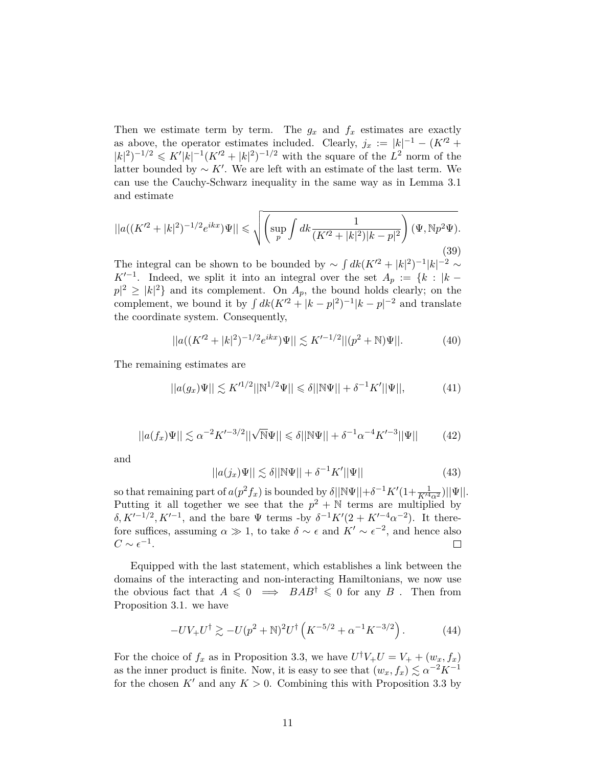Then we estimate term by term. The $g_x$ and $f_x$ estimates are exactly as above, the operator estimates included. Clearly, $j_x := |k|^{-1} - (K'^2 + |k|^2)^{-1/2} \leqslant K'|k|^{-1}(K'^2 + |k|^2)^{-1/2}$ with the square of the $L^2$ norm of the latter bounded by $\sim K'$. We are left with an estimate of the last term. We can use the Cauchy-Schwarz inequality in the same way as in Lemma 3.1 and estimate

$$||a((K'^2 + |k|^2)^{-1/2} e^{ikx})\Psi|| \leqslant \sqrt{\left(\sup_p \int dk \frac{1}{(K'^2 + |k|^2)|k-p|^2}\right)(\Psi, \mathbb{N}p^2\Psi)}. \tag{39}$$

The integral can be shown to be bounded by $\sim \int dk (K'^2 + |k|^2)^{-1}|k|^{-2} \sim K'^{-1}$. Indeed, we split it into an integral over the set $A_p := \{k : |k - p|^2 \geq |k|^2\}$ and its complement. On $A_p$, the bound holds clearly; on the complement, we bound it by $\int dk (K'^2 + |k-p|^2)^{-1}|k-p|^{-2}$ and translate the coordinate system. Consequently,

$$||a((K'^2 + |k|^2)^{-1/2} e^{ikx})\Psi|| \lesssim K'^{-1/2}||(p^2 + \mathbb{N})\Psi||. \tag{40}$$

The remaining estimates are

$$||a(g_x)\Psi|| \lesssim K'^{1/2}||\mathbb{N}^{1/2}\Psi|| \leqslant \delta||\mathbb{N}\Psi|| + \delta^{-1}K'||\Psi||, \tag{41}$$

$$||a(f_x)\Psi|| \lesssim \alpha^{-2}K'^{-3/2}||\sqrt{\mathbb{N}}\Psi|| \leqslant \delta||\mathbb{N}\Psi|| + \delta^{-1}\alpha^{-4}K'^{-3}||\Psi|| \tag{42}$$

and

$$||a(j_x)\Psi|| \lesssim \delta||\mathbb{N}\Psi|| + \delta^{-1}K'||\Psi|| \tag{43}$$

so that remaining part of $a(p^2 f_x)$ is bounded by $\delta||\mathbb{N}\Psi|| + \delta^{-1}K'(1 + \frac{1}{K'^4\alpha^2})||\Psi||$. Putting it all together we see that the $p^2 + \mathbb{N}$ terms are multiplied by $\delta, K'^{-1/2}, K'^{-1}$, and the bare $\Psi$ terms -by $\delta^{-1}K'(2 + K'^{-4}\alpha^{-2})$. It therefore suffices, assuming $\alpha \gg 1$, to take $\delta \sim \epsilon$ and $K' \sim \epsilon^{-2}$, and hence also $C \sim \epsilon^{-1}$. □

Equipped with the last statement, which establishes a link between the domains of the interacting and non-interacting Hamiltonians, we now use the obvious fact that $A \leqslant 0 \implies BAB^\dagger \leqslant 0$ for any $B$ . Then from Proposition 3.1. we have

$$-UV_+U^\dagger \gtrsim -U(p^2 + \mathbb{N})^2 U^\dagger \left(K^{-5/2} + \alpha^{-1}K^{-3/2}\right). \tag{44}$$

For the choice of $f_x$ as in Proposition 3.3, we have $U^\dagger V_+ U = V_+ + (w_x, f_x)$ as the inner product is finite. Now, it is easy to see that $(w_x, f_x) \lesssim \alpha^{-2}K^{-1}$ for the chosen $K'$ and any $K > 0$. Combining this with Proposition 3.3 by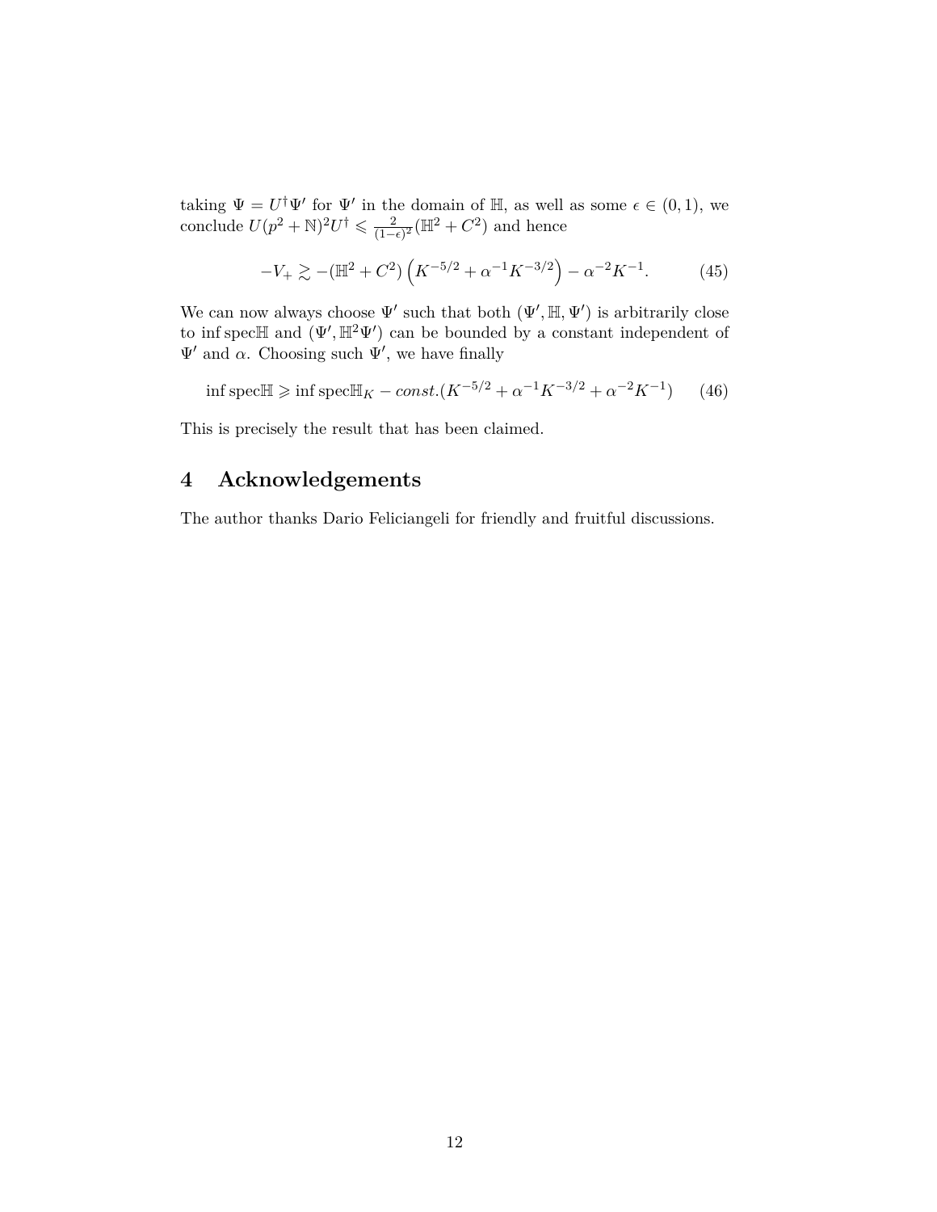taking $\Psi = U^\dagger \Psi'$ for $\Psi'$ in the domain of $\mathbb{H}$, as well as some $\epsilon \in (0,1)$, we conclude $U(p^2 + \mathbb{N})^2 U^\dagger \leqslant \frac{2}{(1-\epsilon)^2}(\mathbb{H}^2 + C^2)$ and hence

$$-V_+ \gtrsim -(\mathbb{H}^2 + C^2)\left(K^{-5/2} + \alpha^{-1} K^{-3/2}\right) - \alpha^{-2} K^{-1}. \tag{45}$$

We can now always choose $\Psi'$ such that both $(\Psi', \mathbb{H}, \Psi')$ is arbitrarily close to $\inf \mathrm{spec} \mathbb{H}$ and $(\Psi', \mathbb{H}^2 \Psi')$ can be bounded by a constant independent of $\Psi'$ and $\alpha$. Choosing such $\Psi'$, we have finally

$$\inf \mathrm{spec} \mathbb{H} \geqslant \inf \mathrm{spec} \mathbb{H}_K - const.(K^{-5/2} + \alpha^{-1} K^{-3/2} + \alpha^{-2} K^{-1}) \tag{46}$$

This is precisely the result that has been claimed.

# 4 Acknowledgements

The author thanks Dario Feliciangeli for friendly and fruitful discussions.